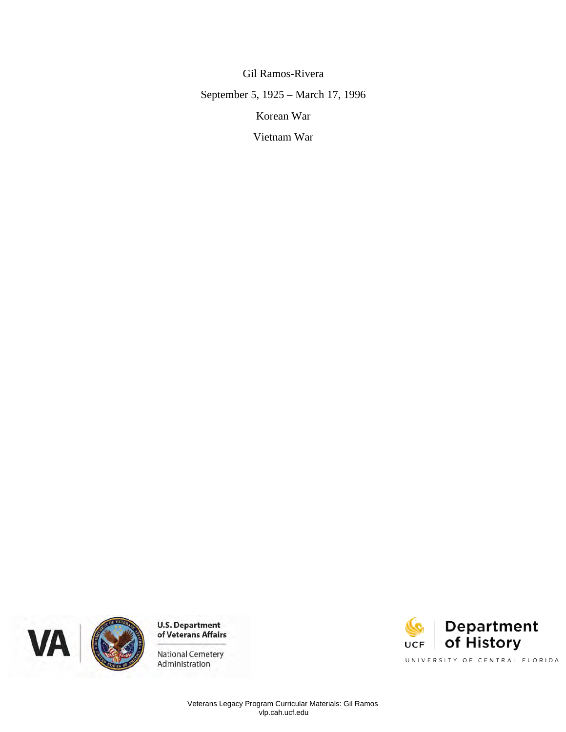Gil Ramos-Rivera

September 5, 1925 – March 17, 1996

Korean War

Vietnam War

VA | U.S. Department of Veterans Affairs | National Cemetery Administration

UCF | Department of History | UNIVERSITY OF CENTRAL FLORIDA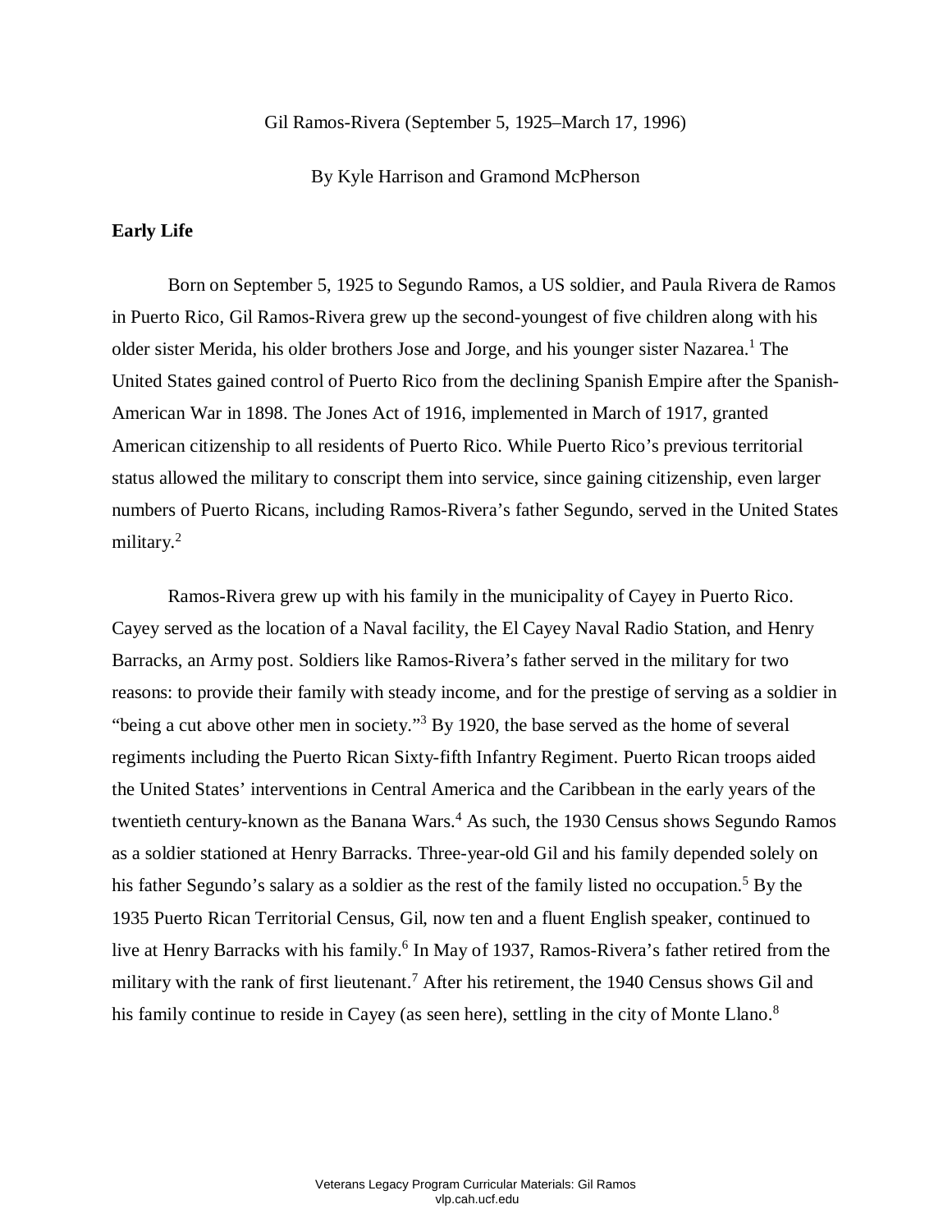Gil Ramos-Rivera (September 5, 1925–March 17, 1996)

By Kyle Harrison and Gramond McPherson

**Early Life**

Born on September 5, 1925 to Segundo Ramos, a US soldier, and Paula Rivera de Ramos in Puerto Rico, Gil Ramos-Rivera grew up the second-youngest of five children along with his older sister Merida, his older brothers Jose and Jorge, and his younger sister Nazarea.[1] The United States gained control of Puerto Rico from the declining Spanish Empire after the Spanish-American War in 1898. The Jones Act of 1916, implemented in March of 1917, granted American citizenship to all residents of Puerto Rico. While Puerto Rico's previous territorial status allowed the military to conscript them into service, since gaining citizenship, even larger numbers of Puerto Ricans, including Ramos-Rivera's father Segundo, served in the United States military.[2]

Ramos-Rivera grew up with his family in the municipality of Cayey in Puerto Rico. Cayey served as the location of a Naval facility, the El Cayey Naval Radio Station, and Henry Barracks, an Army post. Soldiers like Ramos-Rivera's father served in the military for two reasons: to provide their family with steady income, and for the prestige of serving as a soldier in "being a cut above other men in society."[3] By 1920, the base served as the home of several regiments including the Puerto Rican Sixty-fifth Infantry Regiment. Puerto Rican troops aided the United States' interventions in Central America and the Caribbean in the early years of the twentieth century-known as the Banana Wars.[4] As such, the 1930 Census shows Segundo Ramos as a soldier stationed at Henry Barracks. Three-year-old Gil and his family depended solely on his father Segundo's salary as a soldier as the rest of the family listed no occupation.[5] By the 1935 Puerto Rican Territorial Census, Gil, now ten and a fluent English speaker, continued to live at Henry Barracks with his family.[6] In May of 1937, Ramos-Rivera's father retired from the military with the rank of first lieutenant.[7] After his retirement, the 1940 Census shows Gil and his family continue to reside in Cayey (as seen here), settling in the city of Monte Llano.[8]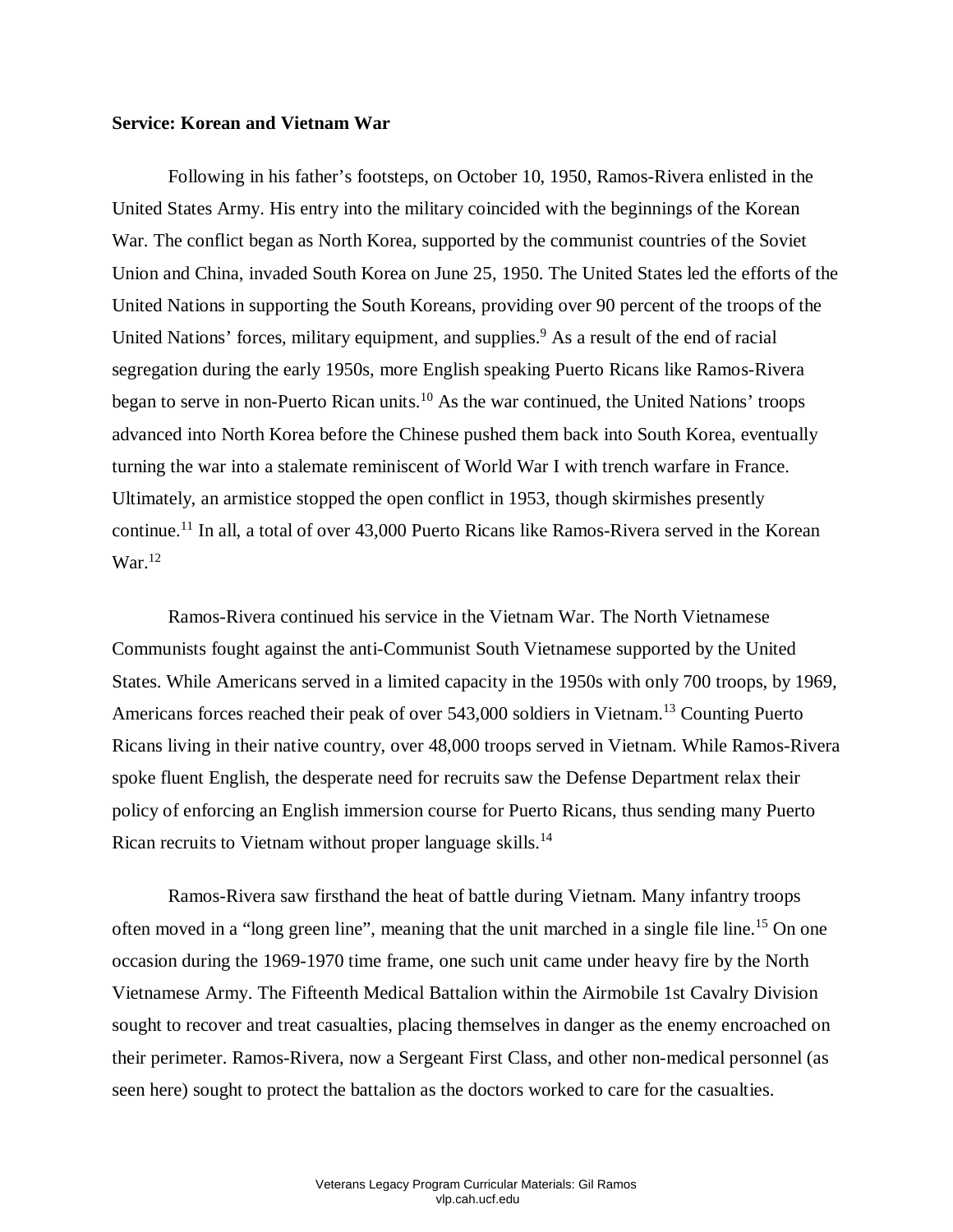**Service: Korean and Vietnam War**

Following in his father's footsteps, on October 10, 1950, Ramos-Rivera enlisted in the United States Army. His entry into the military coincided with the beginnings of the Korean War. The conflict began as North Korea, supported by the communist countries of the Soviet Union and China, invaded South Korea on June 25, 1950. The United States led the efforts of the United Nations in supporting the South Koreans, providing over 90 percent of the troops of the United Nations' forces, military equipment, and supplies.[9] As a result of the end of racial segregation during the early 1950s, more English speaking Puerto Ricans like Ramos-Rivera began to serve in non-Puerto Rican units.[10] As the war continued, the United Nations' troops advanced into North Korea before the Chinese pushed them back into South Korea, eventually turning the war into a stalemate reminiscent of World War I with trench warfare in France. Ultimately, an armistice stopped the open conflict in 1953, though skirmishes presently continue.[11] In all, a total of over 43,000 Puerto Ricans like Ramos-Rivera served in the Korean War.[12]

Ramos-Rivera continued his service in the Vietnam War. The North Vietnamese Communists fought against the anti-Communist South Vietnamese supported by the United States. While Americans served in a limited capacity in the 1950s with only 700 troops, by 1969, Americans forces reached their peak of over 543,000 soldiers in Vietnam.[13] Counting Puerto Ricans living in their native country, over 48,000 troops served in Vietnam. While Ramos-Rivera spoke fluent English, the desperate need for recruits saw the Defense Department relax their policy of enforcing an English immersion course for Puerto Ricans, thus sending many Puerto Rican recruits to Vietnam without proper language skills.[14]

Ramos-Rivera saw firsthand the heat of battle during Vietnam. Many infantry troops often moved in a "long green line", meaning that the unit marched in a single file line.[15] On one occasion during the 1969-1970 time frame, one such unit came under heavy fire by the North Vietnamese Army. The Fifteenth Medical Battalion within the Airmobile 1st Cavalry Division sought to recover and treat casualties, placing themselves in danger as the enemy encroached on their perimeter. Ramos-Rivera, now a Sergeant First Class, and other non-medical personnel (as seen here) sought to protect the battalion as the doctors worked to care for the casualties.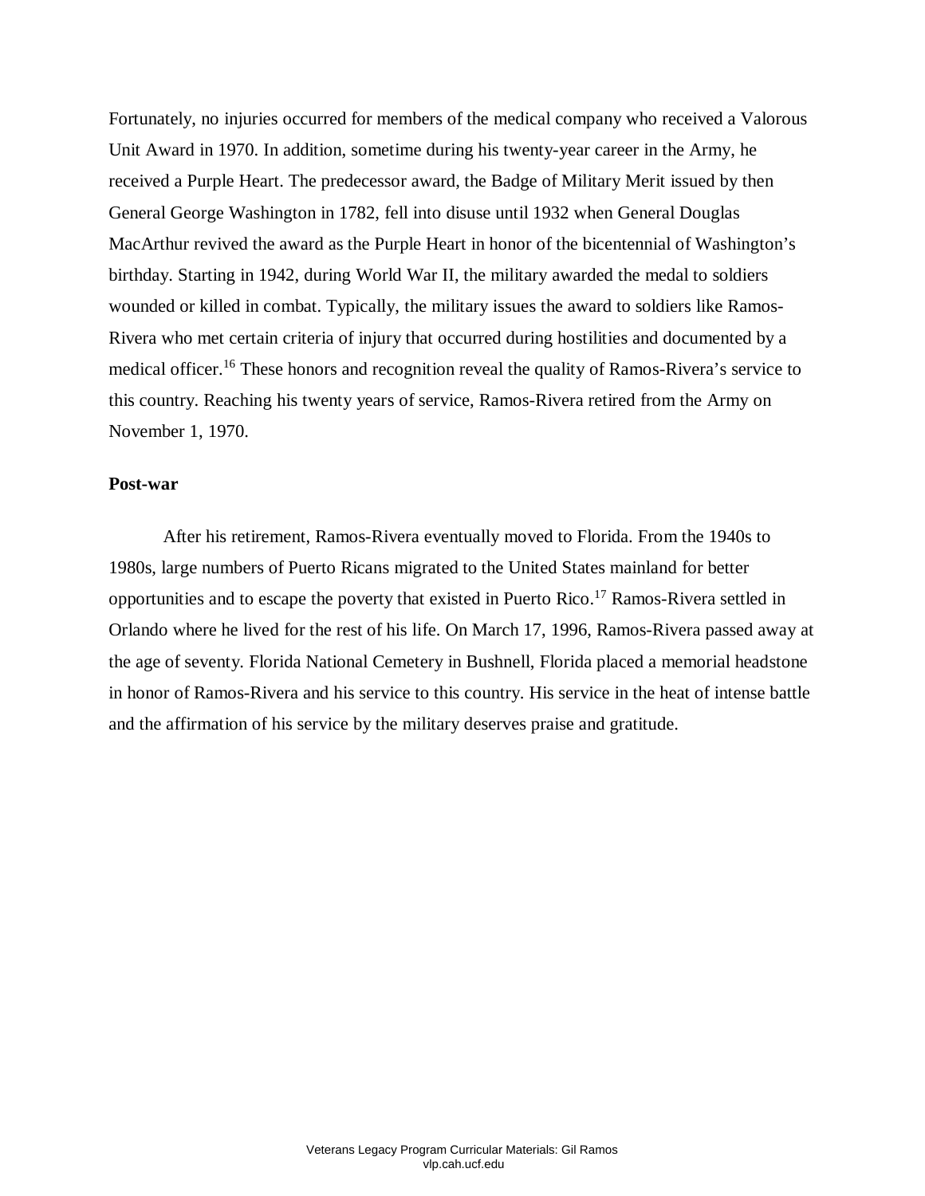Fortunately, no injuries occurred for members of the medical company who received a Valorous Unit Award in 1970. In addition, sometime during his twenty-year career in the Army, he received a Purple Heart. The predecessor award, the Badge of Military Merit issued by then General George Washington in 1782, fell into disuse until 1932 when General Douglas MacArthur revived the award as the Purple Heart in honor of the bicentennial of Washington's birthday. Starting in 1942, during World War II, the military awarded the medal to soldiers wounded or killed in combat. Typically, the military issues the award to soldiers like Ramos-Rivera who met certain criteria of injury that occurred during hostilities and documented by a medical officer.[16] These honors and recognition reveal the quality of Ramos-Rivera's service to this country. Reaching his twenty years of service, Ramos-Rivera retired from the Army on November 1, 1970.

**Post-war**

After his retirement, Ramos-Rivera eventually moved to Florida. From the 1940s to 1980s, large numbers of Puerto Ricans migrated to the United States mainland for better opportunities and to escape the poverty that existed in Puerto Rico.[17] Ramos-Rivera settled in Orlando where he lived for the rest of his life. On March 17, 1996, Ramos-Rivera passed away at the age of seventy. Florida National Cemetery in Bushnell, Florida placed a memorial headstone in honor of Ramos-Rivera and his service to this country. His service in the heat of intense battle and the affirmation of his service by the military deserves praise and gratitude.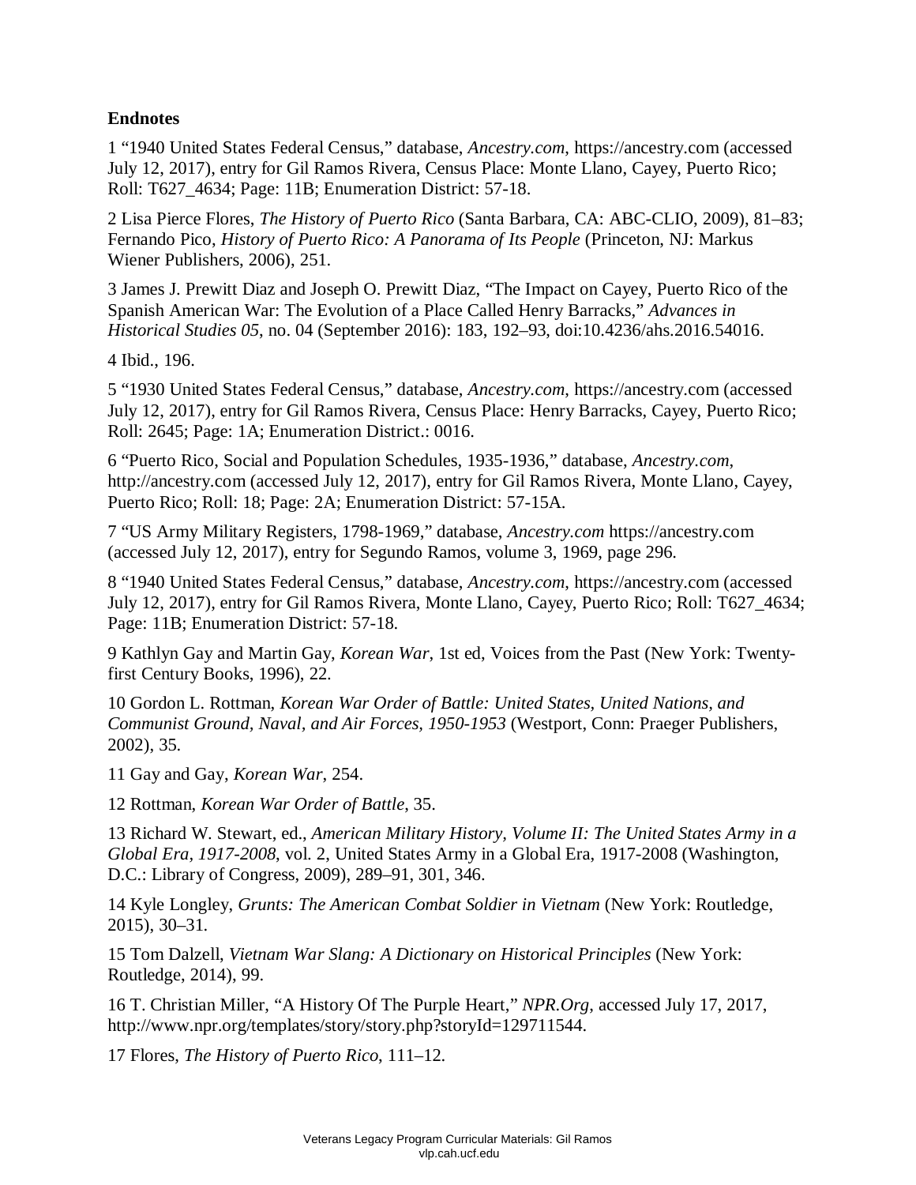**Endnotes**

1 "1940 United States Federal Census," database, *Ancestry.com*, https://ancestry.com (accessed July 12, 2017), entry for Gil Ramos Rivera, Census Place: Monte Llano, Cayey, Puerto Rico; Roll: T627_4634; Page: 11B; Enumeration District: 57-18.

2 Lisa Pierce Flores, *The History of Puerto Rico* (Santa Barbara, CA: ABC-CLIO, 2009), 81–83; Fernando Pico, *History of Puerto Rico: A Panorama of Its People* (Princeton, NJ: Markus Wiener Publishers, 2006), 251.

3 James J. Prewitt Diaz and Joseph O. Prewitt Diaz, "The Impact on Cayey, Puerto Rico of the Spanish American War: The Evolution of a Place Called Henry Barracks," *Advances in Historical Studies 05*, no. 04 (September 2016): 183, 192–93, doi:10.4236/ahs.2016.54016.

4 Ibid., 196.

5 "1930 United States Federal Census," database, *Ancestry.com*, https://ancestry.com (accessed July 12, 2017), entry for Gil Ramos Rivera, Census Place: Henry Barracks, Cayey, Puerto Rico; Roll: 2645; Page: 1A; Enumeration District.: 0016.

6 "Puerto Rico, Social and Population Schedules, 1935-1936," database, *Ancestry.com*, http://ancestry.com (accessed July 12, 2017), entry for Gil Ramos Rivera, Monte Llano, Cayey, Puerto Rico; Roll: 18; Page: 2A; Enumeration District: 57-15A.

7 "US Army Military Registers, 1798-1969," database, *Ancestry.com* https://ancestry.com (accessed July 12, 2017), entry for Segundo Ramos, volume 3, 1969, page 296.

8 "1940 United States Federal Census," database, *Ancestry.com*, https://ancestry.com (accessed July 12, 2017), entry for Gil Ramos Rivera, Monte Llano, Cayey, Puerto Rico; Roll: T627_4634; Page: 11B; Enumeration District: 57-18.

9 Kathlyn Gay and Martin Gay, *Korean War*, 1st ed, Voices from the Past (New York: Twenty-first Century Books, 1996), 22.

10 Gordon L. Rottman, *Korean War Order of Battle: United States, United Nations, and Communist Ground, Naval, and Air Forces, 1950-1953* (Westport, Conn: Praeger Publishers, 2002), 35.

11 Gay and Gay, *Korean War*, 254.

12 Rottman, *Korean War Order of Battle*, 35.

13 Richard W. Stewart, ed., *American Military History, Volume II: The United States Army in a Global Era, 1917-2008*, vol. 2, United States Army in a Global Era, 1917-2008 (Washington, D.C.: Library of Congress, 2009), 289–91, 301, 346.

14 Kyle Longley, *Grunts: The American Combat Soldier in Vietnam* (New York: Routledge, 2015), 30–31.

15 Tom Dalzell, *Vietnam War Slang: A Dictionary on Historical Principles* (New York: Routledge, 2014), 99.

16 T. Christian Miller, "A History Of The Purple Heart," *NPR.Org*, accessed July 17, 2017, http://www.npr.org/templates/story/story.php?storyId=129711544.

17 Flores, *The History of Puerto Rico*, 111–12.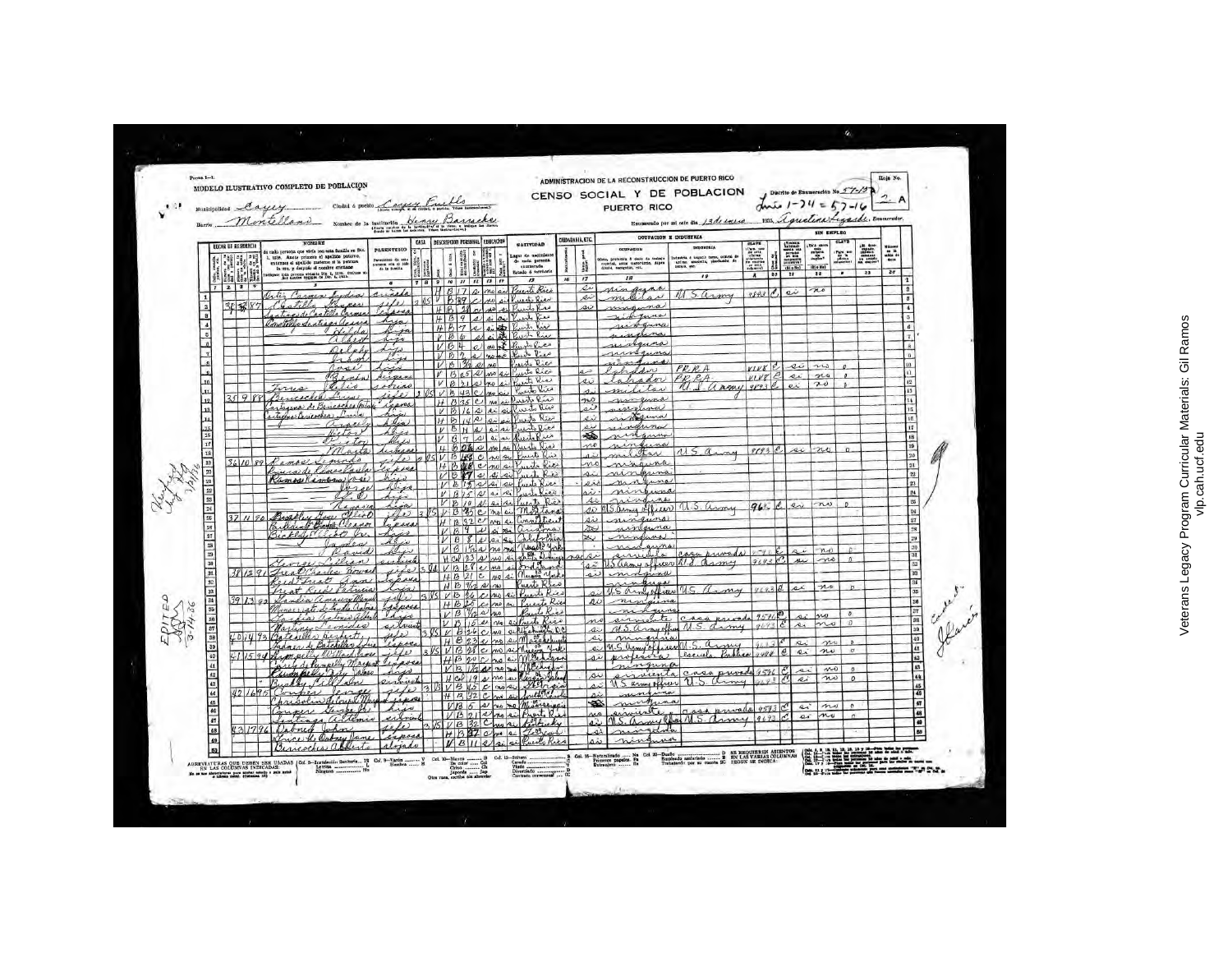Forma 1—1.

MODELO ILUSTRATIVO COMPLETO DE POBLACION

ADMINISTRACION DE LA RECONSTRUCCION DE PUERTO RICO

# CENSO SOCIAL Y DE POBLACION

PUERTO RICO

Hoja No. 2 A

Municipalidad: Cayey

Ciudad ó pueblo: Cayey Pueblo

Barrio: Montellano

Nombre de la Institución: Henry Barracks

Distrito de Enumeración No. 57-15

Linea 1-74 = 57-16

Enumerado por mí este día 13 de enero 1936. Agustina Legarde, Enumerador.

| Línea | Calle | Casa | Familia | Nombre | Parentesco | Sexo | Color | Edad | Estado civil | Asiste escuela | Lee y escribe | Lugar de nacimiento | Ciudadanía | Habla inglés | Ocupación | Industria | Clave | Trabajó | Clave |
|---|---|---|---|---|---|---|---|---|---|---|---|---|---|---|---|---|---|---|---|
| 1 | | | | Ortiz Carmen Eudosia | criada | H | B | 17 | s | no | si | Puerto Rico | | si | ninguna | | | | |
| 2 | 35 | 8 | 87 | Castillo Tomás | jefe | V | B | 39 | c | no | si | Puerto Rico | | si | militar | U.S. Army | 9893 | si | no |
| 3 | | | | Santiago de Castillo Carmen | esposa | H | B | 38 | c | no | si | Puerto Rico | | si | ninguna | | | | |
| 4 | | | | Castillo Santiago Nereida | hija | H | B | 9 | s | si | si | Puerto Rico | | | ninguna | | | | |
| 5 | | | | Hilda | hija | H | B | 7 | s | si | si | Puerto Rico | | | ninguna | | | | |
| 6 | | | | Albert | hijo | V | B | 6 | s | si | | Puerto Rico | | | ninguna | | | | |
| 7 | | | | Delahy | hijo | V | B | 4 | s | no | | Puerto Rico | | | ninguna | | | | |
| 8 | | | | Frank | hijo | V | B | 2 | s | no | no | Puerto Rico | | | ninguna | | | | |
| 9 | | | | Angel | hijo | V | B | 3/12 | s | no | | Puerto Rico | | | ninguna | | | | |
| 10 | | | | Benigno | sobrino | V | B | 25 | s | no | si | Puerto Rico | | si | labrador | PRRA | 4118 | si | no |
| 11 | | | | Torres Julio | sobrino | V | B | 31 | s | no | si | Puerto Rico | | si | labrador | PRRA | 4118 | si | no |
| 12 | 35 | 9 | 88 | Benicochea Luis | jefe | V | B | 43 | c | no | si | Puerto Rico | | si | militar | U.S. Army | 9893 | si | no |
| 13 | | | | Cartagena de Benicochea Isabel | esposa | H | B | 35 | c | no | si | Puerto Rico | | no | ninguna | | | | |
| 14 | | | | Benicochea Cartagena Luis | hijo | V | B | 16 | s | si | si | Puerto Rico | | si | ninguna | | | | |
| 15 | | | | Aracelis | hija | H | B | 14 | s | si | si | Puerto Rico | | si | ninguna | | | | |
| 16 | | | | Alberto | hijo | V | B | 11 | s | si | si | Puerto Rico | | si | ninguna | | | | |
| 17 | | | | Héctor | hijo | V | B | 7 | s | si | si | Puerto Rico | | | ninguna | | | | |
| 18 | | | | Marta | hija | H | B | 0/6 | s | no | no | Puerto Rico | | no | ninguna | | | | |
| 19 | 36 | 10 | 89 | Ramos Segundo | jefe | V | B | 48 | c | no | si | Puerto Rico | | si | militar | U.S. Army | 9893 | si | no |
| 20 | | | | Laureano de Ramos Paula | esposa | H | B | 48 | c | no | si | Puerto Rico | | no | ninguna | | | | |
| 21 | | | | Ramos Laureano José | hijo | V | B | 17 | s | si | si | Puerto Rico | | si | ninguna | | | | |
| 22 | | | | Jorge | hijo | V | B | 15 | s | si | si | Puerto Rico | | si | ninguna | | | | |
| 23 | | | | Gil E. | hijo | V | B | 15 | s | si | si | Puerto Rico | | si | ninguna | | | | |
| 24 | | | | Nayasia | hija | H | B | 12 | s | si | si | Puerto Rico | | si | ninguna | | | | |
| 25 | 37 | 11 | 90 | Bradley Ross Alfred | jefe | V | B | 35 | c | no | si | Montana | | si | U.S. Army officer | U.S. Army | 9616 | si | no |
| 26 | | | | Bradley Eleanor | esposa | H | B | 32 | c | no | si | Connecticut | | si | ninguna | | | | |
| 27 | | | | Bradley Alfred Jr. | hijo | V | B | 9 | s | si | si | Arizona | | si | ninguna | | | | |
| 28 | | | | Jordan | hijo | V | B | 8 | s | si | si | California | | si | ninguna | | | | |
| 29 | | | | David | hijo | V | B | 1/12 | s | no | no | New York | | | ninguna | | | | |
| 30 | | | | Lorenzo Eileen | sirvienta | H | B | 23 | s | no | si | Santo Domingo | | si | sirvienta | casa privada | | si | no |
| 31 | 38 | 12 | 91 | Reed Charles Howard | jefe | V | B | 29 | c | no | si | Indiana | | si | U.S. Army officer | U.S. Army | 9693 | si | no |
| 32 | | | | Reed Janis | esposa | H | B | 21 | c | no | si | New Mexico | | si | ninguna | | | | |
| 33 | | | | Reed Patricia | hija | H | B | 1/12 | s | no | | Puerto Rico | | | ninguna | | | | |
| 34 | 39 | 13 | 92 | Landia Amador | jefe | V | B | 26 | c | no | si | Puerto Rico | | si | U.S. Army officer | U.S. Army | 9693 | si | no |
| 35 | | | | Monserrate de Landia Carmen | esposa | H | B | 25 | c | no | si | Puerto Rico | | si | ninguna | | | | |
| 36 | | | | Landia Monserrate | hijo | V | B | 1/12 | s | no | | Puerto Rico | | | ninguna | | | | |
| 37 | | | | Martinez Leonides | sirvienta | H | B | 15 | s | no | si | Puerto Rico | | no | sirvienta | casa privada | 9591 | si | no |
| 38 | 40 | 14 | 93 | Batchelder Herbert | jefe | V | B | 26 | c | no | si | Massachusetts | | si | U.S. Army officer | U.S. Army | 9693 | si | no |
| 39 | | | | Johnson de Batchelder Louise | esposa | H | B | 23 | c | no | si | Massachusetts | | si | ninguna | | | | |
| 40 | 41 | 15 | 94 | Humphrey Willard | jefe | V | B | 28 | c | no | si | New York | | si | U.S. Army officer | U.S. Army | 9693 | si | no |
| 41 | | | | Lucy de Humphrey Margaret | esposa | H | B | 20 | c | no | si | Michigan | | si | profesora | escuela pública | 4488 | si | no |
| 42 | | | | Humphrey Lucy | hija | H | B | 1/12 | s | no | | Michigan | | | ninguna | | | | |
| 43 | | | | Buckley Lillian | sirvienta | H | C | 19 | s | no | si | Virgin Island | | si | sirvienta | casa privada | 9596 | si | no |
| 44 | 42 | 16 | 95 | Cooper George | jefe | V | B | 45 | c | no | si | Georgia | | si | U.S. Army officer | U.S. Army | 9693 | si | no |
| 45 | | | | Chrisholm de Cooper Mary | esposa | H | B | 32 | c | no | si | South Carolina | | si | ninguna | | | | |
| 46 | | | | Cooper George Jr. | hijo | V | B | 5 | s | no | no | Mississippi | | | ninguna | | | | |
| 47 | | | | Santiago Antonia | sirvienta | H | B | 21 | s | no | si | Puerto Rico | | no | sirvienta | casa privada | 9583 | si | no |
| 48 | 43 | 17 | 96 | Dabney John | jefe | V | B | 32 | c | no | si | Kentucky | | si | U.S. Army officer | U.S. Army | 9693 | si | no |
| 49 | | | | Finch de Dabney Jane | esposa | H | B | 27 | c | no | si | New York | | si | ninguna | | | | |
| 50 | | | | Benicochea Alberto | alojado | V | B | 11 | s | si | si | Puerto Rico | | si | ninguna | | | | |

ABREVIATURAS QUE DEBEN USARSE EN LAS COLUMNAS INDICADAS

Verified Mey 3-14-36

EDITED 3-14-36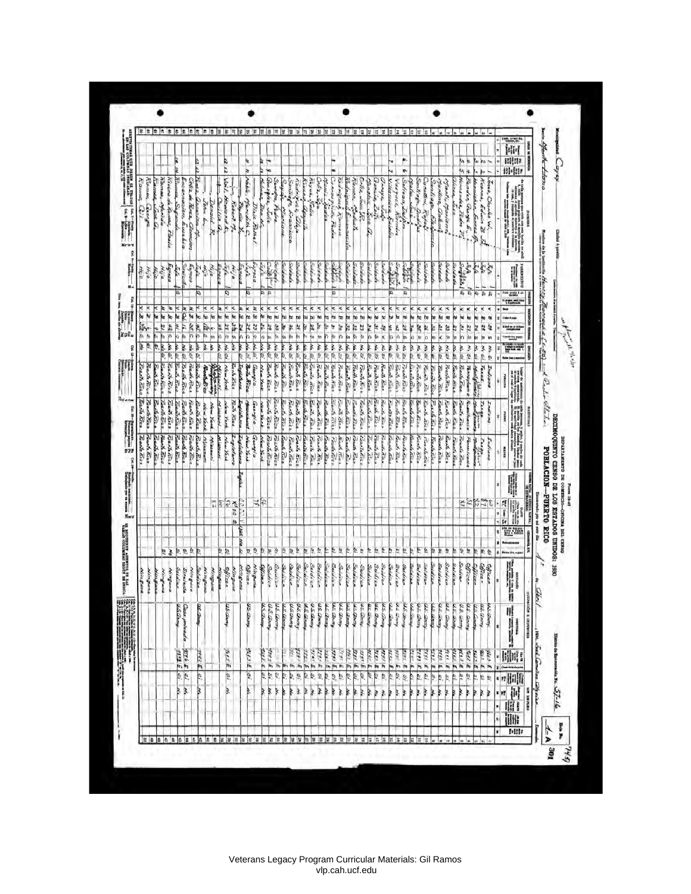DEPARTAMENTO DE COMERCIO—OFICINA DEL CENSO

# DECIMOQUINTO CENSO DE LOS ESTADOS UNIDOS: 1930

## POBLACION—PUERTO RICO

Municipalidad: Cayey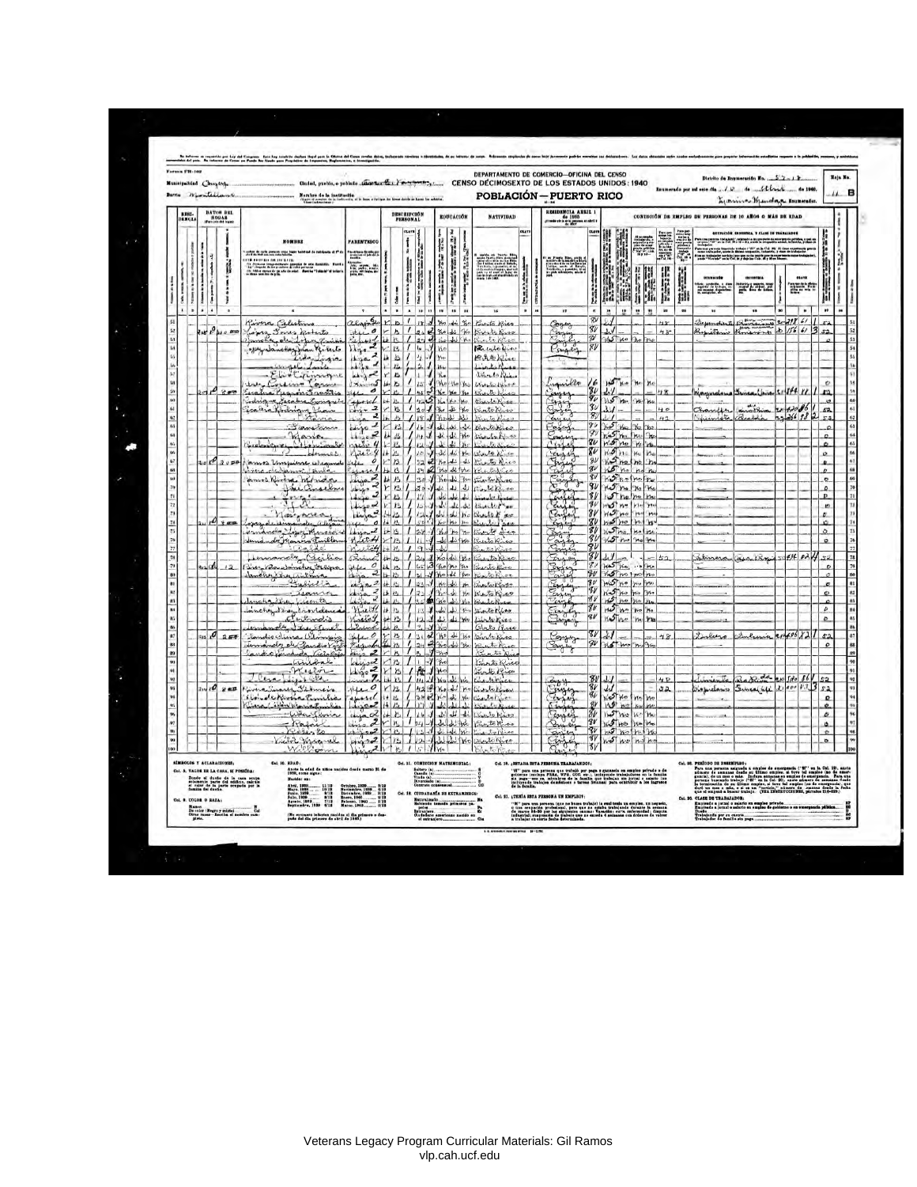DEPARTAMENTO DE COMERCIO—OFICINA DEL CENSO

CENSO DÉCIMOSEXTO DE LOS ESTADOS UNIDOS: 1940

# POBLACIÓN—PUERTO RICO

Municipalidad Cayey

Barrio Montellano

Distrito de Enumeración No. 2-18

Enumerado por mí este día 10 de Abril de 1940.

Hoja No. 11 B

Veterans Legacy Program Curricular Materials: Gil Ramos
vlp.cah.ucf.edu